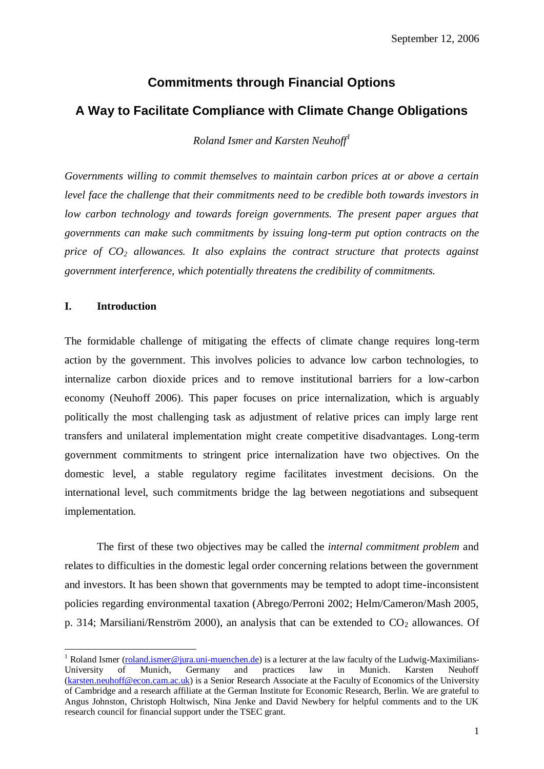September 12, 2006

# Commitments through Financial Options

# A Way to Facilitate Compliance with Climate Change Obligations

*Roland Ismer and Karsten Neuhoff*[1]

*Governments willing to commit themselves to maintain carbon prices at or above a certain level face the challenge that their commitments need to be credible both towards investors in low carbon technology and towards foreign governments. The present paper argues that governments can make such commitments by issuing long-term put option contracts on the price of $CO_2$ allowances. It also explains the contract structure that protects against government interference, which potentially threatens the credibility of commitments.*

## I. Introduction

The formidable challenge of mitigating the effects of climate change requires long-term action by the government. This involves policies to advance low carbon technologies, to internalize carbon dioxide prices and to remove institutional barriers for a low-carbon economy (Neuhoff 2006). This paper focuses on price internalization, which is arguably politically the most challenging task as adjustment of relative prices can imply large rent transfers and unilateral implementation might create competitive disadvantages. Long-term government commitments to stringent price internalization have two objectives. On the domestic level, a stable regulatory regime facilitates investment decisions. On the international level, such commitments bridge the lag between negotiations and subsequent implementation.

The first of these two objectives may be called the *internal commitment problem* and relates to difficulties in the domestic legal order concerning relations between the government and investors. It has been shown that governments may be tempted to adopt time-inconsistent policies regarding environmental taxation (Abrego/Perroni 2002; Helm/Cameron/Mash 2005, p. 314; Marsiliani/Renström 2000), an analysis that can be extended to $CO_2$ allowances. Of

---

[1] Roland Ismer (roland.ismer@jura.uni-muenchen.de) is a lecturer at the law faculty of the Ludwig-Maximilians-University of Munich, Germany and practices law in Munich. Karsten Neuhoff (karsten.neuhoff@econ.cam.ac.uk) is a Senior Research Associate at the Faculty of Economics of the University of Cambridge and a research affiliate at the German Institute for Economic Research, Berlin. We are grateful to Angus Johnston, Christoph Holtwisch, Nina Jenke and David Newbery for helpful comments and to the UK research council for financial support under the TSEC grant.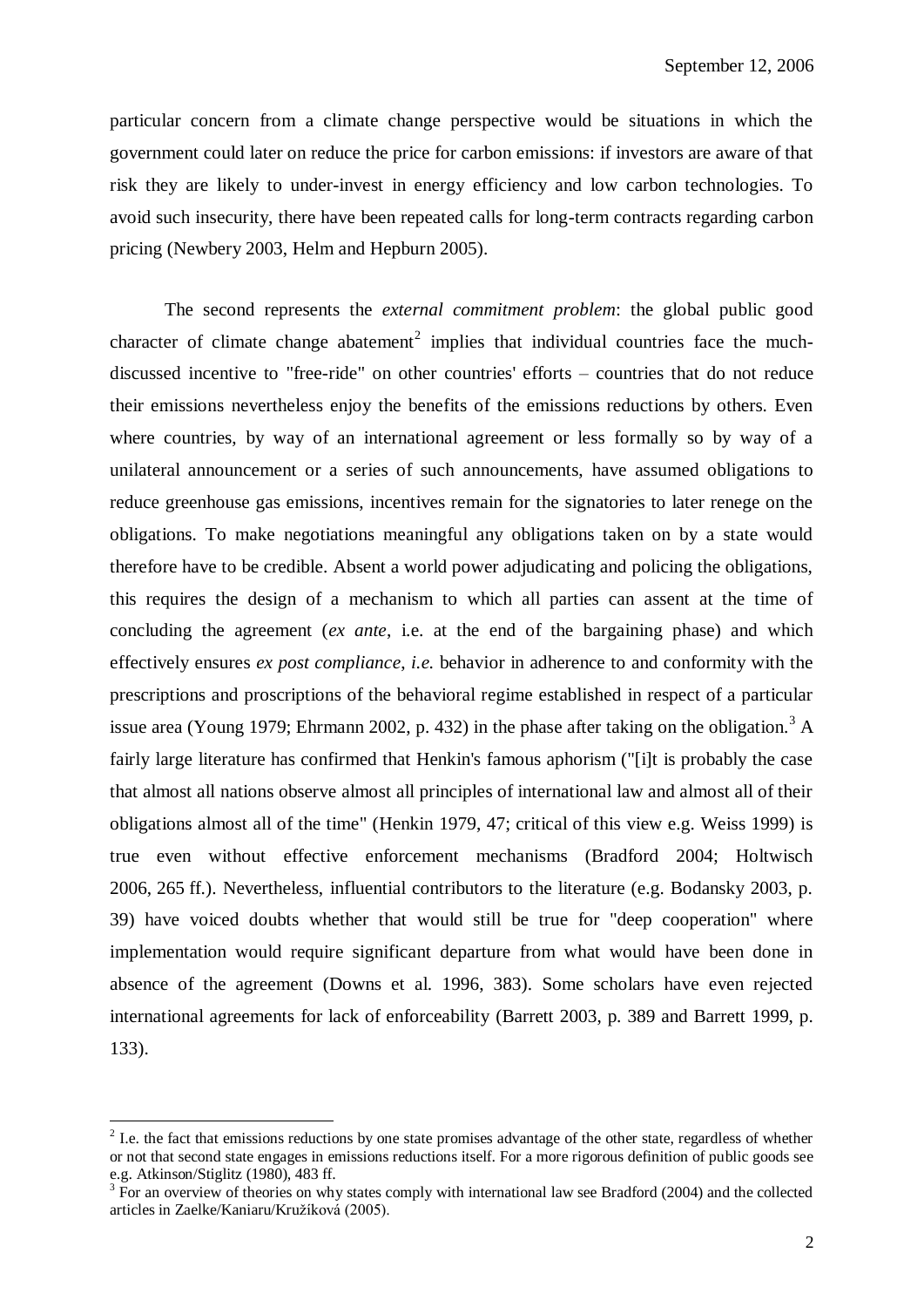particular concern from a climate change perspective would be situations in which the government could later on reduce the price for carbon emissions: if investors are aware of that risk they are likely to under-invest in energy efficiency and low carbon technologies. To avoid such insecurity, there have been repeated calls for long-term contracts regarding carbon pricing (Newbery 2003, Helm and Hepburn 2005).

The second represents the *external commitment problem*: the global public good character of climate change abatement[2] implies that individual countries face the much-discussed incentive to "free-ride" on other countries' efforts – countries that do not reduce their emissions nevertheless enjoy the benefits of the emissions reductions by others. Even where countries, by way of an international agreement or less formally so by way of a unilateral announcement or a series of such announcements, have assumed obligations to reduce greenhouse gas emissions, incentives remain for the signatories to later renege on the obligations. To make negotiations meaningful any obligations taken on by a state would therefore have to be credible. Absent a world power adjudicating and policing the obligations, this requires the design of a mechanism to which all parties can assent at the time of concluding the agreement (*ex ante*, i.e. at the end of the bargaining phase) and which effectively ensures *ex post compliance, i.e.* behavior in adherence to and conformity with the prescriptions and proscriptions of the behavioral regime established in respect of a particular issue area (Young 1979; Ehrmann 2002, p. 432) in the phase after taking on the obligation.[3] A fairly large literature has confirmed that Henkin's famous aphorism ("[i]t is probably the case that almost all nations observe almost all principles of international law and almost all of their obligations almost all of the time" (Henkin 1979, 47; critical of this view e.g. Weiss 1999) is true even without effective enforcement mechanisms (Bradford 2004; Holtwisch 2006, 265 ff.). Nevertheless, influential contributors to the literature (e.g. Bodansky 2003, p. 39) have voiced doubts whether that would still be true for "deep cooperation" where implementation would require significant departure from what would have been done in absence of the agreement (Downs et al. 1996, 383). Some scholars have even rejected international agreements for lack of enforceability (Barrett 2003, p. 389 and Barrett 1999, p. 133).

---

[2] I.e. the fact that emissions reductions by one state promises advantage of the other state, regardless of whether or not that second state engages in emissions reductions itself. For a more rigorous definition of public goods see e.g. Atkinson/Stiglitz (1980), 483 ff.

[3] For an overview of theories on why states comply with international law see Bradford (2004) and the collected articles in Zaelke/Kaniaru/Kružíková (2005).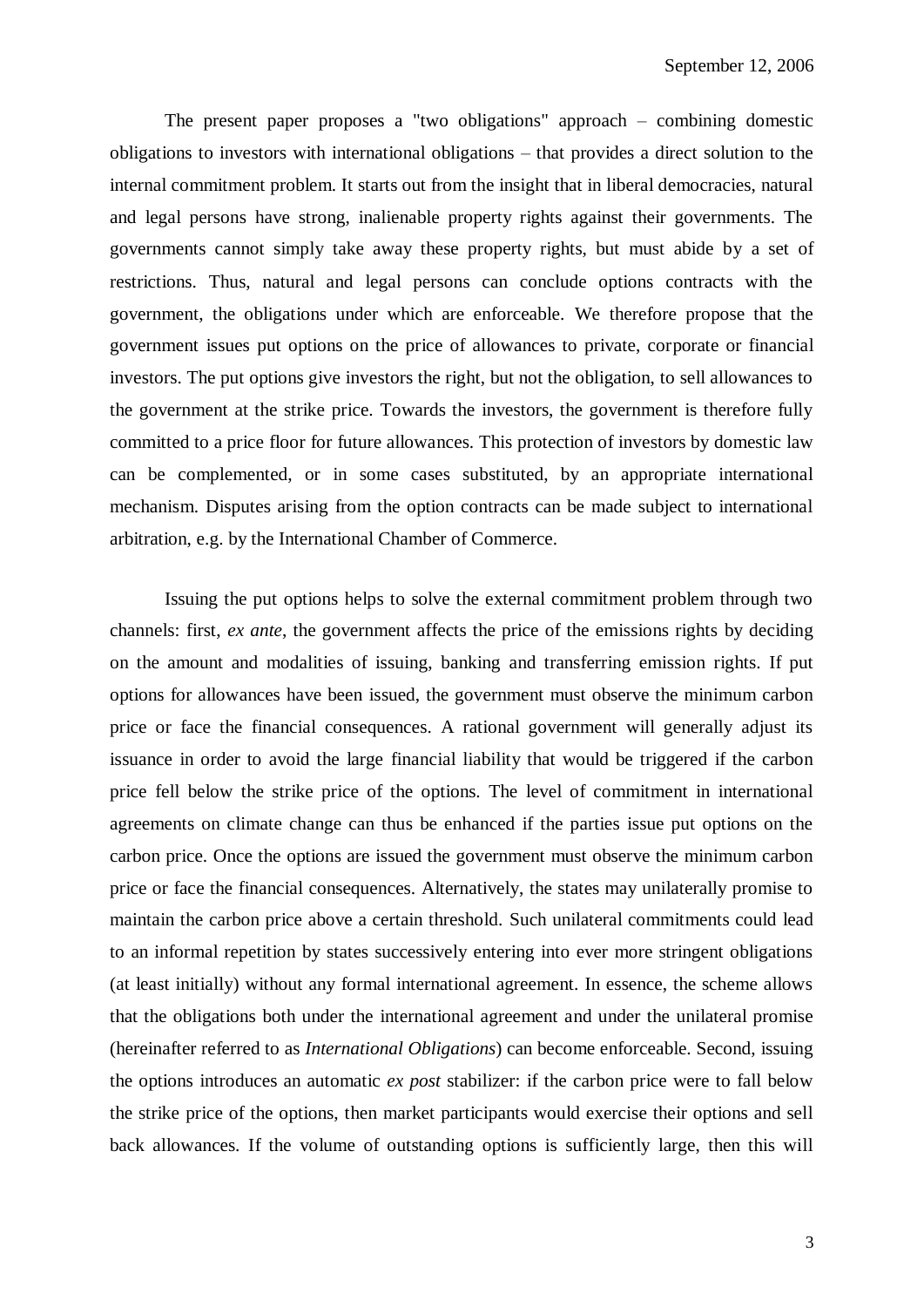The present paper proposes a "two obligations" approach – combining domestic obligations to investors with international obligations – that provides a direct solution to the internal commitment problem. It starts out from the insight that in liberal democracies, natural and legal persons have strong, inalienable property rights against their governments. The governments cannot simply take away these property rights, but must abide by a set of restrictions. Thus, natural and legal persons can conclude options contracts with the government, the obligations under which are enforceable. We therefore propose that the government issues put options on the price of allowances to private, corporate or financial investors. The put options give investors the right, but not the obligation, to sell allowances to the government at the strike price. Towards the investors, the government is therefore fully committed to a price floor for future allowances. This protection of investors by domestic law can be complemented, or in some cases substituted, by an appropriate international mechanism. Disputes arising from the option contracts can be made subject to international arbitration, e.g. by the International Chamber of Commerce.

Issuing the put options helps to solve the external commitment problem through two channels: first, *ex ante*, the government affects the price of the emissions rights by deciding on the amount and modalities of issuing, banking and transferring emission rights. If put options for allowances have been issued, the government must observe the minimum carbon price or face the financial consequences. A rational government will generally adjust its issuance in order to avoid the large financial liability that would be triggered if the carbon price fell below the strike price of the options. The level of commitment in international agreements on climate change can thus be enhanced if the parties issue put options on the carbon price. Once the options are issued the government must observe the minimum carbon price or face the financial consequences. Alternatively, the states may unilaterally promise to maintain the carbon price above a certain threshold. Such unilateral commitments could lead to an informal repetition by states successively entering into ever more stringent obligations (at least initially) without any formal international agreement. In essence, the scheme allows that the obligations both under the international agreement and under the unilateral promise (hereinafter referred to as *International Obligations*) can become enforceable. Second, issuing the options introduces an automatic *ex post* stabilizer: if the carbon price were to fall below the strike price of the options, then market participants would exercise their options and sell back allowances. If the volume of outstanding options is sufficiently large, then this will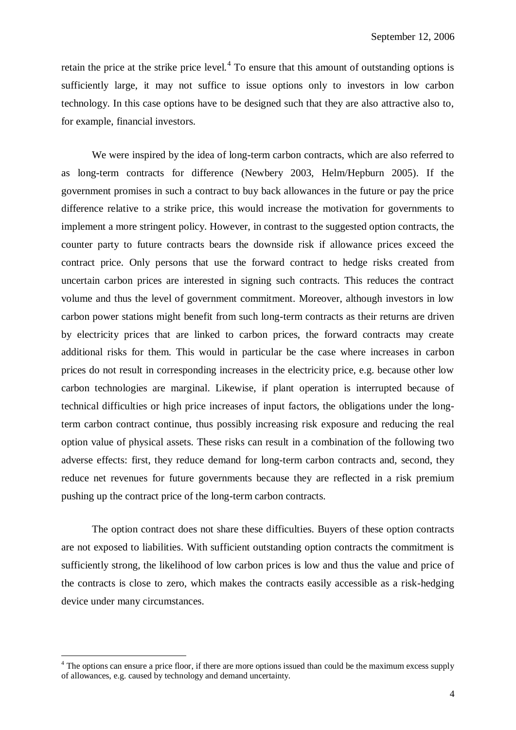retain the price at the strike price level.[4] To ensure that this amount of outstanding options is sufficiently large, it may not suffice to issue options only to investors in low carbon technology. In this case options have to be designed such that they are also attractive also to, for example, financial investors.

We were inspired by the idea of long-term carbon contracts, which are also referred to as long-term contracts for difference (Newbery 2003, Helm/Hepburn 2005). If the government promises in such a contract to buy back allowances in the future or pay the price difference relative to a strike price, this would increase the motivation for governments to implement a more stringent policy. However, in contrast to the suggested option contracts, the counter party to future contracts bears the downside risk if allowance prices exceed the contract price. Only persons that use the forward contract to hedge risks created from uncertain carbon prices are interested in signing such contracts. This reduces the contract volume and thus the level of government commitment. Moreover, although investors in low carbon power stations might benefit from such long-term contracts as their returns are driven by electricity prices that are linked to carbon prices, the forward contracts may create additional risks for them. This would in particular be the case where increases in carbon prices do not result in corresponding increases in the electricity price, e.g. because other low carbon technologies are marginal. Likewise, if plant operation is interrupted because of technical difficulties or high price increases of input factors, the obligations under the long-term carbon contract continue, thus possibly increasing risk exposure and reducing the real option value of physical assets. These risks can result in a combination of the following two adverse effects: first, they reduce demand for long-term carbon contracts and, second, they reduce net revenues for future governments because they are reflected in a risk premium pushing up the contract price of the long-term carbon contracts.

The option contract does not share these difficulties. Buyers of these option contracts are not exposed to liabilities. With sufficient outstanding option contracts the commitment is sufficiently strong, the likelihood of low carbon prices is low and thus the value and price of the contracts is close to zero, which makes the contracts easily accessible as a risk-hedging device under many circumstances.

[4] The options can ensure a price floor, if there are more options issued than could be the maximum excess supply of allowances, e.g. caused by technology and demand uncertainty.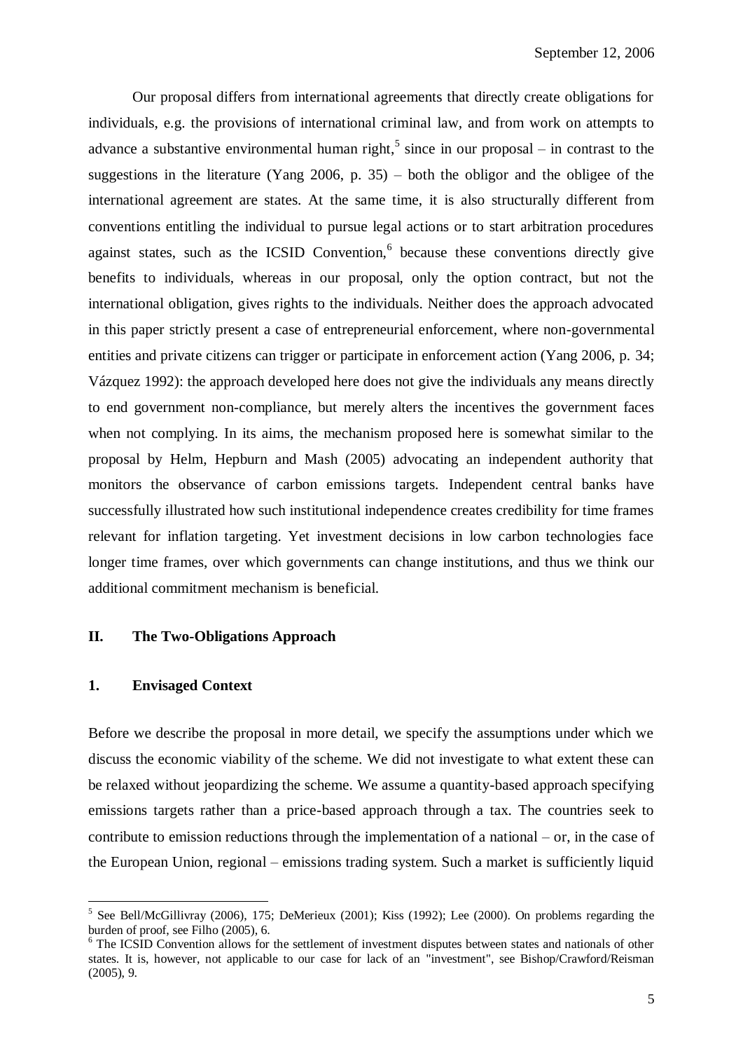Our proposal differs from international agreements that directly create obligations for individuals, e.g. the provisions of international criminal law, and from work on attempts to advance a substantive environmental human right,[5] since in our proposal – in contrast to the suggestions in the literature (Yang 2006, p. 35) – both the obligor and the obligee of the international agreement are states. At the same time, it is also structurally different from conventions entitling the individual to pursue legal actions or to start arbitration procedures against states, such as the ICSID Convention,[6] because these conventions directly give benefits to individuals, whereas in our proposal, only the option contract, but not the international obligation, gives rights to the individuals. Neither does the approach advocated in this paper strictly present a case of entrepreneurial enforcement, where non-governmental entities and private citizens can trigger or participate in enforcement action (Yang 2006, p. 34; Vázquez 1992): the approach developed here does not give the individuals any means directly to end government non-compliance, but merely alters the incentives the government faces when not complying. In its aims, the mechanism proposed here is somewhat similar to the proposal by Helm, Hepburn and Mash (2005) advocating an independent authority that monitors the observance of carbon emissions targets. Independent central banks have successfully illustrated how such institutional independence creates credibility for time frames relevant for inflation targeting. Yet investment decisions in low carbon technologies face longer time frames, over which governments can change institutions, and thus we think our additional commitment mechanism is beneficial.

## II. The Two-Obligations Approach

### 1. Envisaged Context

Before we describe the proposal in more detail, we specify the assumptions under which we discuss the economic viability of the scheme. We did not investigate to what extent these can be relaxed without jeopardizing the scheme. We assume a quantity-based approach specifying emissions targets rather than a price-based approach through a tax. The countries seek to contribute to emission reductions through the implementation of a national – or, in the case of the European Union, regional – emissions trading system. Such a market is sufficiently liquid

---

[5] See Bell/McGillivray (2006), 175; DeMerieux (2001); Kiss (1992); Lee (2000). On problems regarding the burden of proof, see Filho (2005), 6.

[6] The ICSID Convention allows for the settlement of investment disputes between states and nationals of other states. It is, however, not applicable to our case for lack of an "investment", see Bishop/Crawford/Reisman (2005), 9.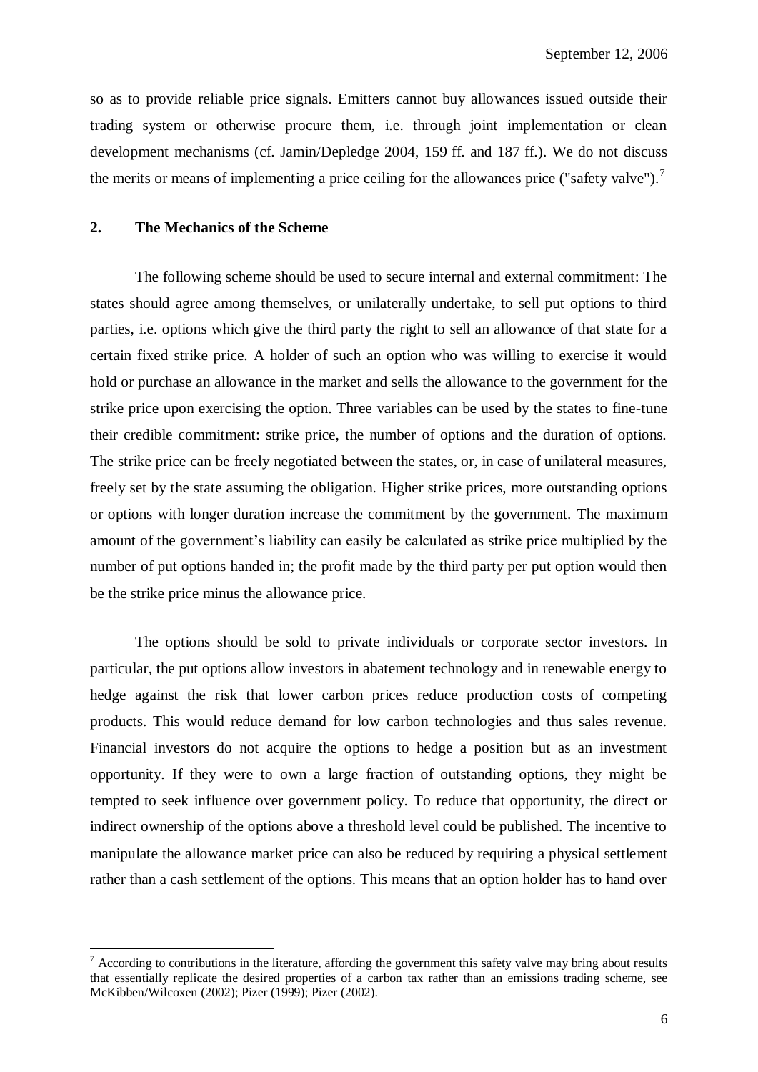so as to provide reliable price signals. Emitters cannot buy allowances issued outside their trading system or otherwise procure them, i.e. through joint implementation or clean development mechanisms (cf. Jamin/Depledge 2004, 159 ff. and 187 ff.). We do not discuss the merits or means of implementing a price ceiling for the allowances price ("safety valve").[7]

## 2. The Mechanics of the Scheme

The following scheme should be used to secure internal and external commitment: The states should agree among themselves, or unilaterally undertake, to sell put options to third parties, i.e. options which give the third party the right to sell an allowance of that state for a certain fixed strike price. A holder of such an option who was willing to exercise it would hold or purchase an allowance in the market and sells the allowance to the government for the strike price upon exercising the option. Three variables can be used by the states to fine-tune their credible commitment: strike price, the number of options and the duration of options. The strike price can be freely negotiated between the states, or, in case of unilateral measures, freely set by the state assuming the obligation. Higher strike prices, more outstanding options or options with longer duration increase the commitment by the government. The maximum amount of the government's liability can easily be calculated as strike price multiplied by the number of put options handed in; the profit made by the third party per put option would then be the strike price minus the allowance price.

The options should be sold to private individuals or corporate sector investors. In particular, the put options allow investors in abatement technology and in renewable energy to hedge against the risk that lower carbon prices reduce production costs of competing products. This would reduce demand for low carbon technologies and thus sales revenue. Financial investors do not acquire the options to hedge a position but as an investment opportunity. If they were to own a large fraction of outstanding options, they might be tempted to seek influence over government policy. To reduce that opportunity, the direct or indirect ownership of the options above a threshold level could be published. The incentive to manipulate the allowance market price can also be reduced by requiring a physical settlement rather than a cash settlement of the options. This means that an option holder has to hand over

---

[7] According to contributions in the literature, affording the government this safety valve may bring about results that essentially replicate the desired properties of a carbon tax rather than an emissions trading scheme, see McKibben/Wilcoxen (2002); Pizer (1999); Pizer (2002).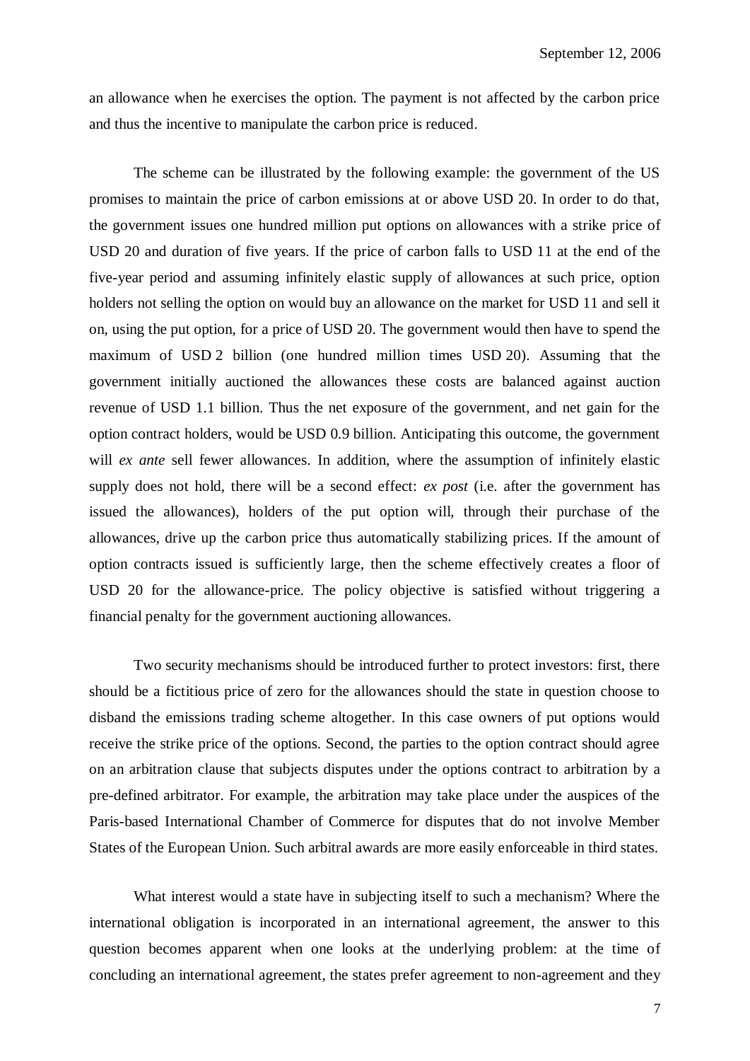an allowance when he exercises the option. The payment is not affected by the carbon price and thus the incentive to manipulate the carbon price is reduced.

The scheme can be illustrated by the following example: the government of the US promises to maintain the price of carbon emissions at or above USD 20. In order to do that, the government issues one hundred million put options on allowances with a strike price of USD 20 and duration of five years. If the price of carbon falls to USD 11 at the end of the five-year period and assuming infinitely elastic supply of allowances at such price, option holders not selling the option on would buy an allowance on the market for USD 11 and sell it on, using the put option, for a price of USD 20. The government would then have to spend the maximum of USD 2 billion (one hundred million times USD 20). Assuming that the government initially auctioned the allowances these costs are balanced against auction revenue of USD 1.1 billion. Thus the net exposure of the government, and net gain for the option contract holders, would be USD 0.9 billion. Anticipating this outcome, the government will *ex ante* sell fewer allowances. In addition, where the assumption of infinitely elastic supply does not hold, there will be a second effect: *ex post* (i.e. after the government has issued the allowances), holders of the put option will, through their purchase of the allowances, drive up the carbon price thus automatically stabilizing prices. If the amount of option contracts issued is sufficiently large, then the scheme effectively creates a floor of USD 20 for the allowance-price. The policy objective is satisfied without triggering a financial penalty for the government auctioning allowances.

Two security mechanisms should be introduced further to protect investors: first, there should be a fictitious price of zero for the allowances should the state in question choose to disband the emissions trading scheme altogether. In this case owners of put options would receive the strike price of the options. Second, the parties to the option contract should agree on an arbitration clause that subjects disputes under the options contract to arbitration by a pre-defined arbitrator. For example, the arbitration may take place under the auspices of the Paris-based International Chamber of Commerce for disputes that do not involve Member States of the European Union. Such arbitral awards are more easily enforceable in third states.

What interest would a state have in subjecting itself to such a mechanism? Where the international obligation is incorporated in an international agreement, the answer to this question becomes apparent when one looks at the underlying problem: at the time of concluding an international agreement, the states prefer agreement to non-agreement and they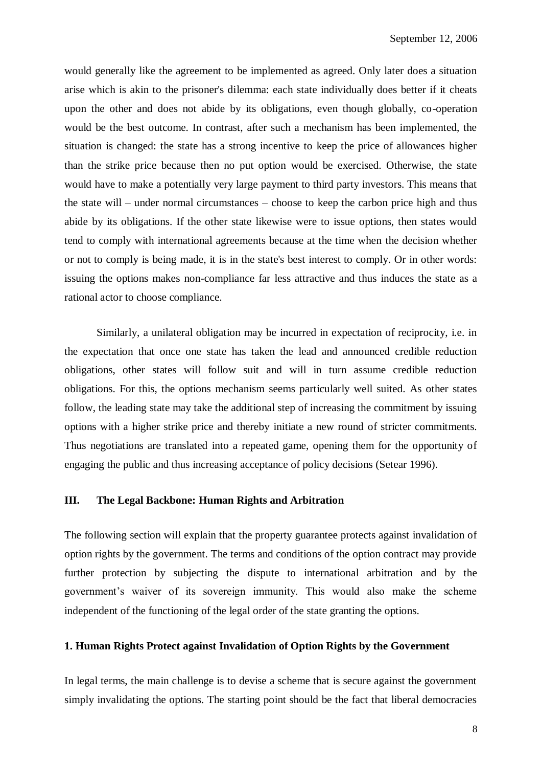would generally like the agreement to be implemented as agreed. Only later does a situation arise which is akin to the prisoner's dilemma: each state individually does better if it cheats upon the other and does not abide by its obligations, even though globally, co-operation would be the best outcome. In contrast, after such a mechanism has been implemented, the situation is changed: the state has a strong incentive to keep the price of allowances higher than the strike price because then no put option would be exercised. Otherwise, the state would have to make a potentially very large payment to third party investors. This means that the state will – under normal circumstances – choose to keep the carbon price high and thus abide by its obligations. If the other state likewise were to issue options, then states would tend to comply with international agreements because at the time when the decision whether or not to comply is being made, it is in the state's best interest to comply. Or in other words: issuing the options makes non-compliance far less attractive and thus induces the state as a rational actor to choose compliance.

Similarly, a unilateral obligation may be incurred in expectation of reciprocity, i.e. in the expectation that once one state has taken the lead and announced credible reduction obligations, other states will follow suit and will in turn assume credible reduction obligations. For this, the options mechanism seems particularly well suited. As other states follow, the leading state may take the additional step of increasing the commitment by issuing options with a higher strike price and thereby initiate a new round of stricter commitments. Thus negotiations are translated into a repeated game, opening them for the opportunity of engaging the public and thus increasing acceptance of policy decisions (Setear 1996).

## III. The Legal Backbone: Human Rights and Arbitration

The following section will explain that the property guarantee protects against invalidation of option rights by the government. The terms and conditions of the option contract may provide further protection by subjecting the dispute to international arbitration and by the government's waiver of its sovereign immunity. This would also make the scheme independent of the functioning of the legal order of the state granting the options.

### 1. Human Rights Protect against Invalidation of Option Rights by the Government

In legal terms, the main challenge is to devise a scheme that is secure against the government simply invalidating the options. The starting point should be the fact that liberal democracies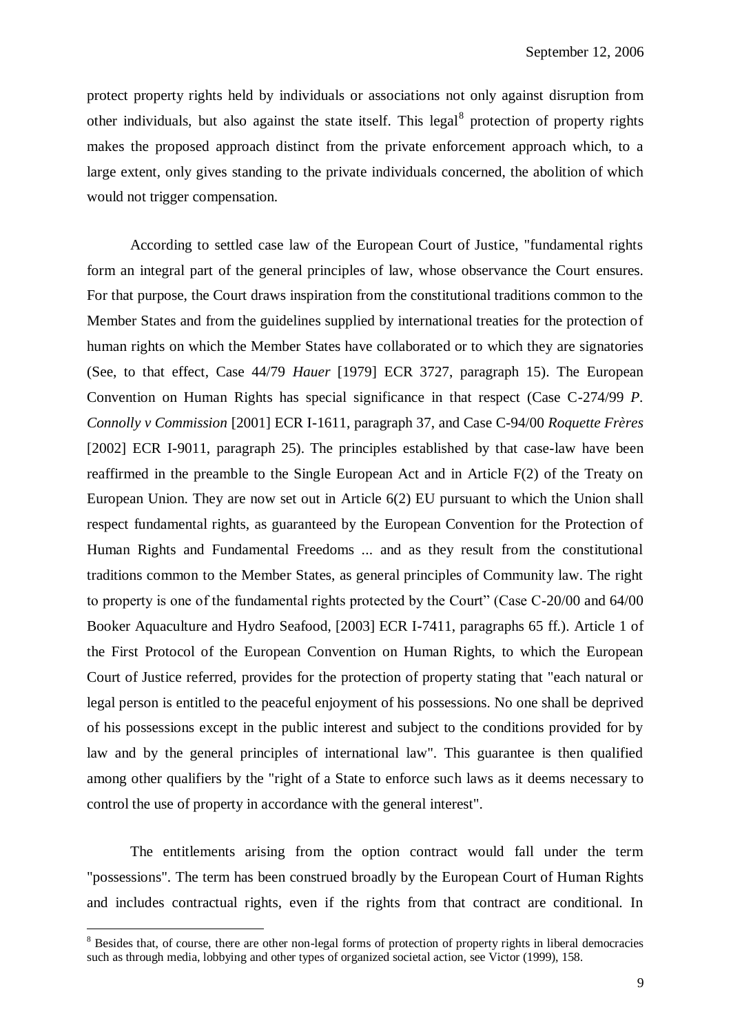protect property rights held by individuals or associations not only against disruption from other individuals, but also against the state itself. This legal[8] protection of property rights makes the proposed approach distinct from the private enforcement approach which, to a large extent, only gives standing to the private individuals concerned, the abolition of which would not trigger compensation.

According to settled case law of the European Court of Justice, "fundamental rights form an integral part of the general principles of law, whose observance the Court ensures. For that purpose, the Court draws inspiration from the constitutional traditions common to the Member States and from the guidelines supplied by international treaties for the protection of human rights on which the Member States have collaborated or to which they are signatories (See, to that effect, Case 44/79 *Hauer* [1979] ECR 3727, paragraph 15). The European Convention on Human Rights has special significance in that respect (Case C-274/99 *P. Connolly v Commission* [2001] ECR I-1611, paragraph 37, and Case C-94/00 *Roquette Frères* [2002] ECR I-9011, paragraph 25). The principles established by that case-law have been reaffirmed in the preamble to the Single European Act and in Article F(2) of the Treaty on European Union. They are now set out in Article 6(2) EU pursuant to which the Union shall respect fundamental rights, as guaranteed by the European Convention for the Protection of Human Rights and Fundamental Freedoms ... and as they result from the constitutional traditions common to the Member States, as general principles of Community law. The right to property is one of the fundamental rights protected by the Court" (Case C-20/00 and 64/00 Booker Aquaculture and Hydro Seafood, [2003] ECR I-7411, paragraphs 65 ff.). Article 1 of the First Protocol of the European Convention on Human Rights, to which the European Court of Justice referred, provides for the protection of property stating that "each natural or legal person is entitled to the peaceful enjoyment of his possessions. No one shall be deprived of his possessions except in the public interest and subject to the conditions provided for by law and by the general principles of international law". This guarantee is then qualified among other qualifiers by the "right of a State to enforce such laws as it deems necessary to control the use of property in accordance with the general interest".

The entitlements arising from the option contract would fall under the term "possessions". The term has been construed broadly by the European Court of Human Rights and includes contractual rights, even if the rights from that contract are conditional. In

[8] Besides that, of course, there are other non-legal forms of protection of property rights in liberal democracies such as through media, lobbying and other types of organized societal action, see Victor (1999), 158.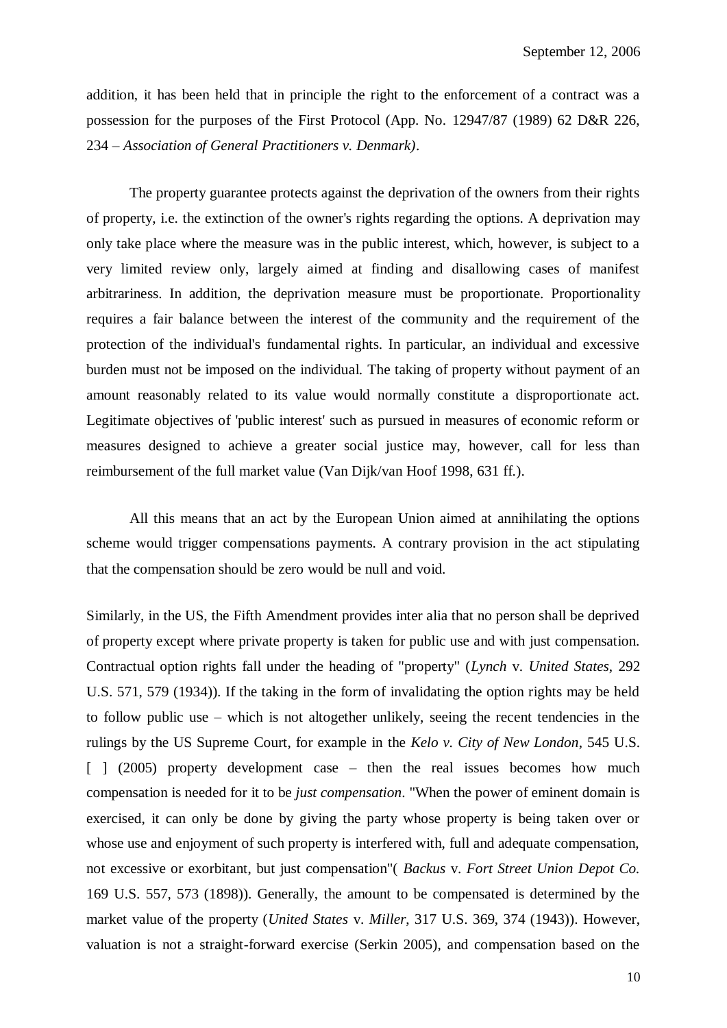addition, it has been held that in principle the right to the enforcement of a contract was a possession for the purposes of the First Protocol (App. No. 12947/87 (1989) 62 D&R 226, 234 – *Association of General Practitioners v. Denmark)*.

The property guarantee protects against the deprivation of the owners from their rights of property, i.e. the extinction of the owner's rights regarding the options. A deprivation may only take place where the measure was in the public interest, which, however, is subject to a very limited review only, largely aimed at finding and disallowing cases of manifest arbitrariness. In addition, the deprivation measure must be proportionate. Proportionality requires a fair balance between the interest of the community and the requirement of the protection of the individual's fundamental rights. In particular, an individual and excessive burden must not be imposed on the individual. The taking of property without payment of an amount reasonably related to its value would normally constitute a disproportionate act. Legitimate objectives of 'public interest' such as pursued in measures of economic reform or measures designed to achieve a greater social justice may, however, call for less than reimbursement of the full market value (Van Dijk/van Hoof 1998, 631 ff.).

All this means that an act by the European Union aimed at annihilating the options scheme would trigger compensations payments. A contrary provision in the act stipulating that the compensation should be zero would be null and void.

Similarly, in the US, the Fifth Amendment provides inter alia that no person shall be deprived of property except where private property is taken for public use and with just compensation. Contractual option rights fall under the heading of "property" (*Lynch* v. *United States*, 292 U.S. 571, 579 (1934)). If the taking in the form of invalidating the option rights may be held to follow public use – which is not altogether unlikely, seeing the recent tendencies in the rulings by the US Supreme Court, for example in the *Kelo v. City of New London*, 545 U.S. [ ] (2005) property development case – then the real issues becomes how much compensation is needed for it to be *just compensation*. "When the power of eminent domain is exercised, it can only be done by giving the party whose property is being taken over or whose use and enjoyment of such property is interfered with, full and adequate compensation, not excessive or exorbitant, but just compensation"( *Backus* v. *Fort Street Union Depot Co.* 169 U.S. 557, 573 (1898)). Generally, the amount to be compensated is determined by the market value of the property (*United States* v. *Miller*, 317 U.S. 369, 374 (1943)). However, valuation is not a straight-forward exercise (Serkin 2005), and compensation based on the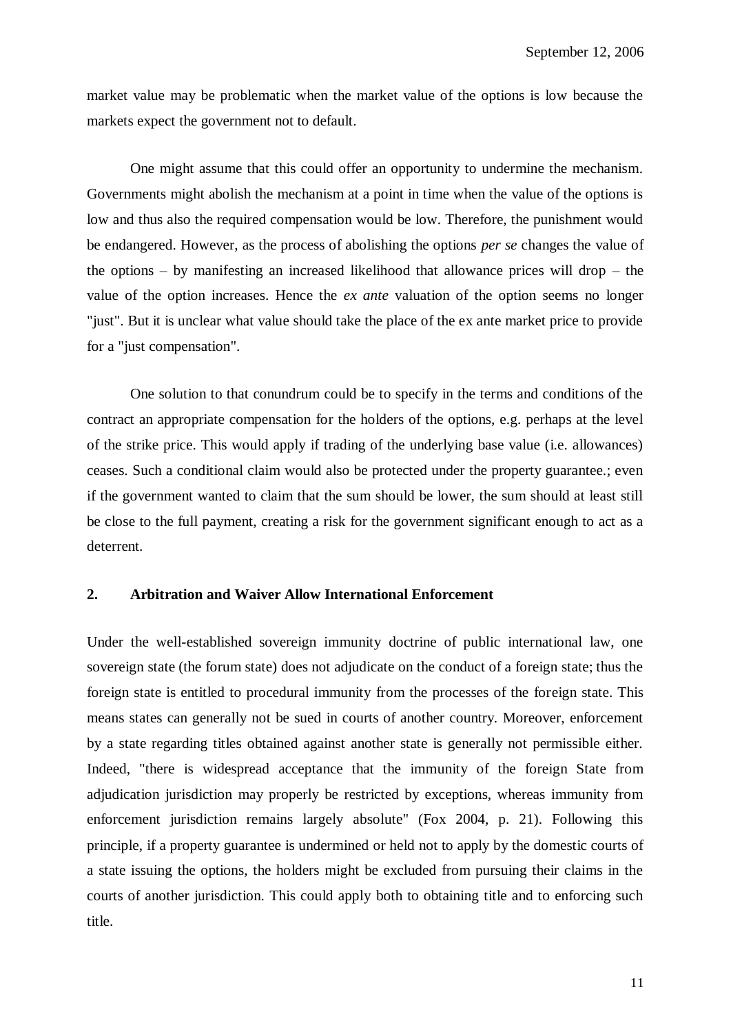market value may be problematic when the market value of the options is low because the markets expect the government not to default.

One might assume that this could offer an opportunity to undermine the mechanism. Governments might abolish the mechanism at a point in time when the value of the options is low and thus also the required compensation would be low. Therefore, the punishment would be endangered. However, as the process of abolishing the options *per se* changes the value of the options – by manifesting an increased likelihood that allowance prices will drop – the value of the option increases. Hence the *ex ante* valuation of the option seems no longer "just". But it is unclear what value should take the place of the ex ante market price to provide for a "just compensation".

One solution to that conundrum could be to specify in the terms and conditions of the contract an appropriate compensation for the holders of the options, e.g. perhaps at the level of the strike price. This would apply if trading of the underlying base value (i.e. allowances) ceases. Such a conditional claim would also be protected under the property guarantee.; even if the government wanted to claim that the sum should be lower, the sum should at least still be close to the full payment, creating a risk for the government significant enough to act as a deterrent.

## 2. Arbitration and Waiver Allow International Enforcement

Under the well-established sovereign immunity doctrine of public international law, one sovereign state (the forum state) does not adjudicate on the conduct of a foreign state; thus the foreign state is entitled to procedural immunity from the processes of the foreign state. This means states can generally not be sued in courts of another country. Moreover, enforcement by a state regarding titles obtained against another state is generally not permissible either. Indeed, "there is widespread acceptance that the immunity of the foreign State from adjudication jurisdiction may properly be restricted by exceptions, whereas immunity from enforcement jurisdiction remains largely absolute" (Fox 2004, p. 21). Following this principle, if a property guarantee is undermined or held not to apply by the domestic courts of a state issuing the options, the holders might be excluded from pursuing their claims in the courts of another jurisdiction. This could apply both to obtaining title and to enforcing such title.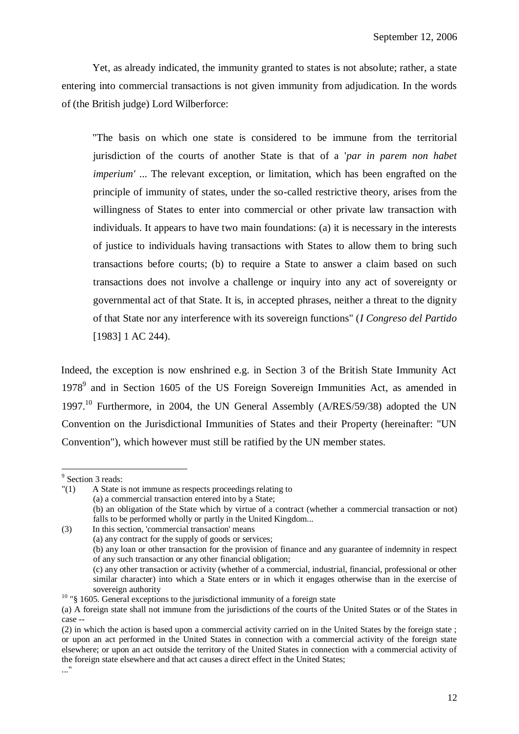Yet, as already indicated, the immunity granted to states is not absolute; rather, a state entering into commercial transactions is not given immunity from adjudication. In the words of (the British judge) Lord Wilberforce:

> "The basis on which one state is considered to be immune from the territorial jurisdiction of the courts of another State is that of a '*par in parem non habet imperium'* ... The relevant exception, or limitation, which has been engrafted on the principle of immunity of states, under the so-called restrictive theory, arises from the willingness of States to enter into commercial or other private law transaction with individuals. It appears to have two main foundations: (a) it is necessary in the interests of justice to individuals having transactions with States to allow them to bring such transactions before courts; (b) to require a State to answer a claim based on such transactions does not involve a challenge or inquiry into any act of sovereignty or governmental act of that State. It is, in accepted phrases, neither a threat to the dignity of that State nor any interference with its sovereign functions" (*I Congreso del Partido* [1983] 1 AC 244).

Indeed, the exception is now enshrined e.g. in Section 3 of the British State Immunity Act 1978[9] and in Section 1605 of the US Foreign Sovereign Immunities Act, as amended in 1997.[10] Furthermore, in 2004, the UN General Assembly (A/RES/59/38) adopted the UN Convention on the Jurisdictional Immunities of States and their Property (hereinafter: "UN Convention"), which however must still be ratified by the UN member states.

---

[9] Section 3 reads:

"(1) A State is not immune as respects proceedings relating to
(a) a commercial transaction entered into by a State;
(b) an obligation of the State which by virtue of a contract (whether a commercial transaction or not) falls to be performed wholly or partly in the United Kingdom...

(3) In this section, 'commercial transaction' means
(a) any contract for the supply of goods or services;
(b) any loan or other transaction for the provision of finance and any guarantee of indemnity in respect of any such transaction or any other financial obligation;
(c) any other transaction or activity (whether of a commercial, industrial, financial, professional or other similar character) into which a State enters or in which it engages otherwise than in the exercise of sovereign authority

[10] "§ 1605. General exceptions to the jurisdictional immunity of a foreign state

(a) A foreign state shall not immune from the jurisdictions of the courts of the United States or of the States in case --

(2) in which the action is based upon a commercial activity carried on in the United States by the foreign state ; or upon an act performed in the United States in connection with a commercial activity of the foreign state elsewhere; or upon an act outside the territory of the United States in connection with a commercial activity of the foreign state elsewhere and that act causes a direct effect in the United States;

..."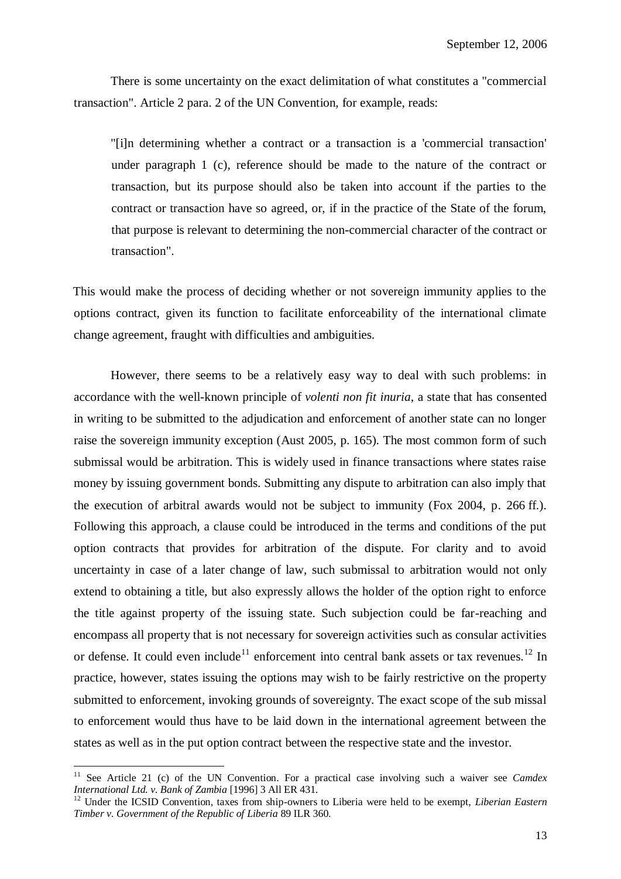There is some uncertainty on the exact delimitation of what constitutes a "commercial transaction". Article 2 para. 2 of the UN Convention, for example, reads:

> "[i]n determining whether a contract or a transaction is a 'commercial transaction' under paragraph 1 (c), reference should be made to the nature of the contract or transaction, but its purpose should also be taken into account if the parties to the contract or transaction have so agreed, or, if in the practice of the State of the forum, that purpose is relevant to determining the non-commercial character of the contract or transaction".

This would make the process of deciding whether or not sovereign immunity applies to the options contract, given its function to facilitate enforceability of the international climate change agreement, fraught with difficulties and ambiguities.

However, there seems to be a relatively easy way to deal with such problems: in accordance with the well-known principle of *volenti non fit inuria*, a state that has consented in writing to be submitted to the adjudication and enforcement of another state can no longer raise the sovereign immunity exception (Aust 2005, p. 165). The most common form of such submissal would be arbitration. This is widely used in finance transactions where states raise money by issuing government bonds. Submitting any dispute to arbitration can also imply that the execution of arbitral awards would not be subject to immunity (Fox 2004, p. 266 ff.). Following this approach, a clause could be introduced in the terms and conditions of the put option contracts that provides for arbitration of the dispute. For clarity and to avoid uncertainty in case of a later change of law, such submissal to arbitration would not only extend to obtaining a title, but also expressly allows the holder of the option right to enforce the title against property of the issuing state. Such subjection could be far-reaching and encompass all property that is not necessary for sovereign activities such as consular activities or defense. It could even include[11] enforcement into central bank assets or tax revenues.[12] In practice, however, states issuing the options may wish to be fairly restrictive on the property submitted to enforcement, invoking grounds of sovereignty. The exact scope of the sub missal to enforcement would thus have to be laid down in the international agreement between the states as well as in the put option contract between the respective state and the investor.

---

[11] See Article 21 (c) of the UN Convention. For a practical case involving such a waiver see *Camdex International Ltd. v. Bank of Zambia* [1996] 3 All ER 431.

[12] Under the ICSID Convention, taxes from ship-owners to Liberia were held to be exempt, *Liberian Eastern Timber v. Government of the Republic of Liberia* 89 ILR 360.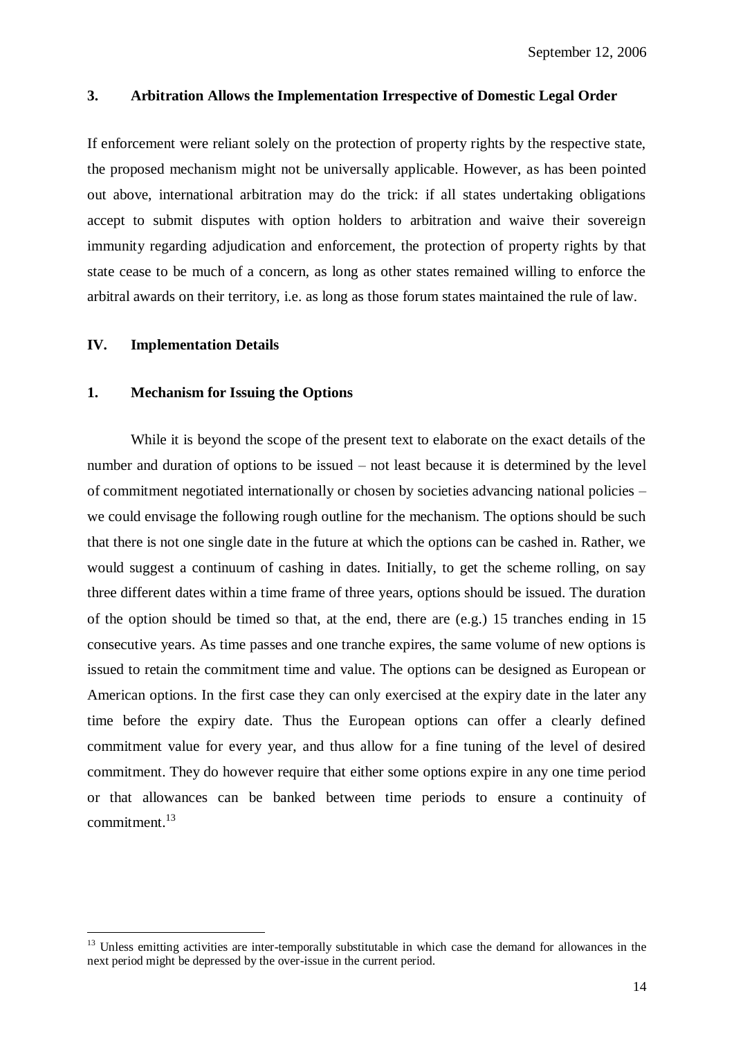### 3. Arbitration Allows the Implementation Irrespective of Domestic Legal Order

If enforcement were reliant solely on the protection of property rights by the respective state, the proposed mechanism might not be universally applicable. However, as has been pointed out above, international arbitration may do the trick: if all states undertaking obligations accept to submit disputes with option holders to arbitration and waive their sovereign immunity regarding adjudication and enforcement, the protection of property rights by that state cease to be much of a concern, as long as other states remained willing to enforce the arbitral awards on their territory, i.e. as long as those forum states maintained the rule of law.

## IV. Implementation Details

### 1. Mechanism for Issuing the Options

While it is beyond the scope of the present text to elaborate on the exact details of the number and duration of options to be issued – not least because it is determined by the level of commitment negotiated internationally or chosen by societies advancing national policies – we could envisage the following rough outline for the mechanism. The options should be such that there is not one single date in the future at which the options can be cashed in. Rather, we would suggest a continuum of cashing in dates. Initially, to get the scheme rolling, on say three different dates within a time frame of three years, options should be issued. The duration of the option should be timed so that, at the end, there are (e.g.) 15 tranches ending in 15 consecutive years. As time passes and one tranche expires, the same volume of new options is issued to retain the commitment time and value. The options can be designed as European or American options. In the first case they can only exercised at the expiry date in the later any time before the expiry date. Thus the European options can offer a clearly defined commitment value for every year, and thus allow for a fine tuning of the level of desired commitment. They do however require that either some options expire in any one time period or that allowances can be banked between time periods to ensure a continuity of commitment.[13]

---

[13] Unless emitting activities are inter-temporally substitutable in which case the demand for allowances in the next period might be depressed by the over-issue in the current period.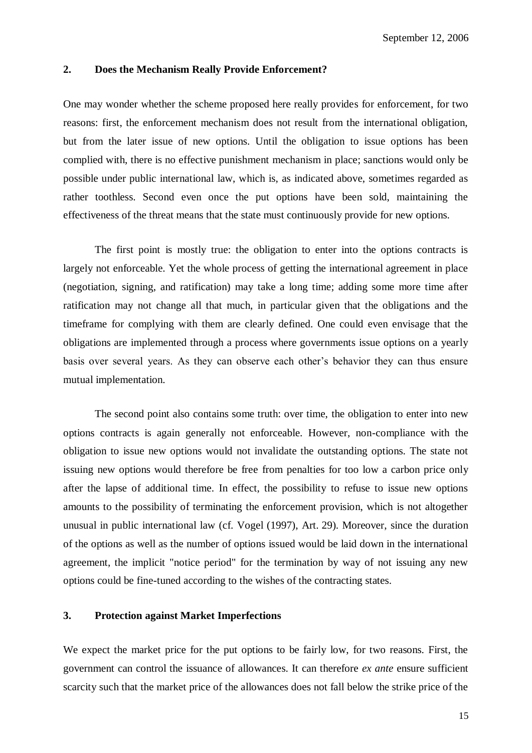## 2. Does the Mechanism Really Provide Enforcement?

One may wonder whether the scheme proposed here really provides for enforcement, for two reasons: first, the enforcement mechanism does not result from the international obligation, but from the later issue of new options. Until the obligation to issue options has been complied with, there is no effective punishment mechanism in place; sanctions would only be possible under public international law, which is, as indicated above, sometimes regarded as rather toothless. Second even once the put options have been sold, maintaining the effectiveness of the threat means that the state must continuously provide for new options.

The first point is mostly true: the obligation to enter into the options contracts is largely not enforceable. Yet the whole process of getting the international agreement in place (negotiation, signing, and ratification) may take a long time; adding some more time after ratification may not change all that much, in particular given that the obligations and the timeframe for complying with them are clearly defined. One could even envisage that the obligations are implemented through a process where governments issue options on a yearly basis over several years. As they can observe each other's behavior they can thus ensure mutual implementation.

The second point also contains some truth: over time, the obligation to enter into new options contracts is again generally not enforceable. However, non-compliance with the obligation to issue new options would not invalidate the outstanding options. The state not issuing new options would therefore be free from penalties for too low a carbon price only after the lapse of additional time. In effect, the possibility to refuse to issue new options amounts to the possibility of terminating the enforcement provision, which is not altogether unusual in public international law (cf. Vogel (1997), Art. 29). Moreover, since the duration of the options as well as the number of options issued would be laid down in the international agreement, the implicit "notice period" for the termination by way of not issuing any new options could be fine-tuned according to the wishes of the contracting states.

## 3. Protection against Market Imperfections

We expect the market price for the put options to be fairly low, for two reasons. First, the government can control the issuance of allowances. It can therefore *ex ante* ensure sufficient scarcity such that the market price of the allowances does not fall below the strike price of the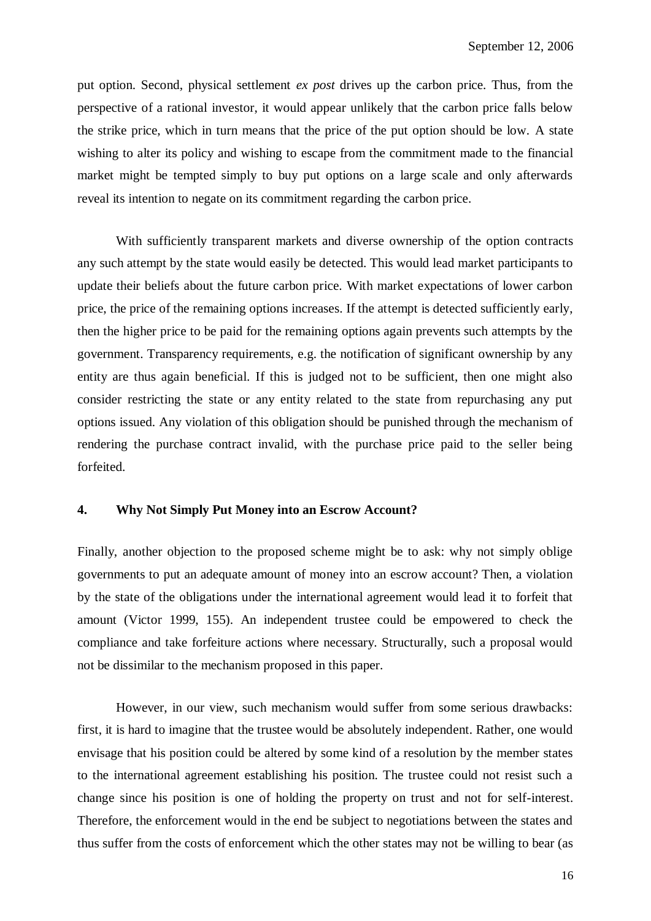put option. Second, physical settlement *ex post* drives up the carbon price. Thus, from the perspective of a rational investor, it would appear unlikely that the carbon price falls below the strike price, which in turn means that the price of the put option should be low. A state wishing to alter its policy and wishing to escape from the commitment made to the financial market might be tempted simply to buy put options on a large scale and only afterwards reveal its intention to negate on its commitment regarding the carbon price.

With sufficiently transparent markets and diverse ownership of the option contracts any such attempt by the state would easily be detected. This would lead market participants to update their beliefs about the future carbon price. With market expectations of lower carbon price, the price of the remaining options increases. If the attempt is detected sufficiently early, then the higher price to be paid for the remaining options again prevents such attempts by the government. Transparency requirements, e.g. the notification of significant ownership by any entity are thus again beneficial. If this is judged not to be sufficient, then one might also consider restricting the state or any entity related to the state from repurchasing any put options issued. Any violation of this obligation should be punished through the mechanism of rendering the purchase contract invalid, with the purchase price paid to the seller being forfeited.

## 4. Why Not Simply Put Money into an Escrow Account?

Finally, another objection to the proposed scheme might be to ask: why not simply oblige governments to put an adequate amount of money into an escrow account? Then, a violation by the state of the obligations under the international agreement would lead it to forfeit that amount (Victor 1999, 155). An independent trustee could be empowered to check the compliance and take forfeiture actions where necessary. Structurally, such a proposal would not be dissimilar to the mechanism proposed in this paper.

However, in our view, such mechanism would suffer from some serious drawbacks: first, it is hard to imagine that the trustee would be absolutely independent. Rather, one would envisage that his position could be altered by some kind of a resolution by the member states to the international agreement establishing his position. The trustee could not resist such a change since his position is one of holding the property on trust and not for self-interest. Therefore, the enforcement would in the end be subject to negotiations between the states and thus suffer from the costs of enforcement which the other states may not be willing to bear (as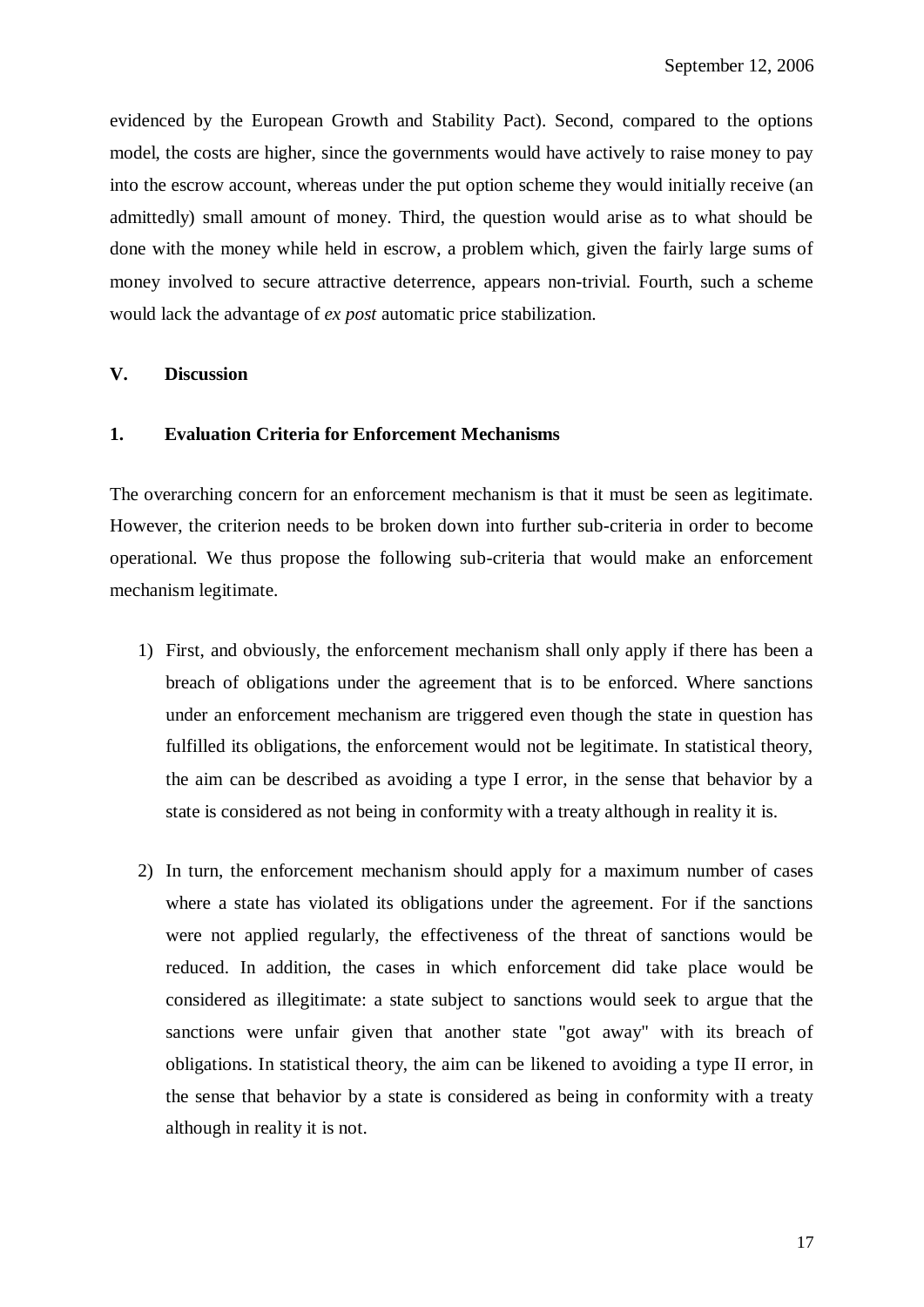evidenced by the European Growth and Stability Pact). Second, compared to the options model, the costs are higher, since the governments would have actively to raise money to pay into the escrow account, whereas under the put option scheme they would initially receive (an admittedly) small amount of money. Third, the question would arise as to what should be done with the money while held in escrow, a problem which, given the fairly large sums of money involved to secure attractive deterrence, appears non-trivial. Fourth, such a scheme would lack the advantage of *ex post* automatic price stabilization.

## V. Discussion

### 1. Evaluation Criteria for Enforcement Mechanisms

The overarching concern for an enforcement mechanism is that it must be seen as legitimate. However, the criterion needs to be broken down into further sub-criteria in order to become operational. We thus propose the following sub-criteria that would make an enforcement mechanism legitimate.

1) First, and obviously, the enforcement mechanism shall only apply if there has been a breach of obligations under the agreement that is to be enforced. Where sanctions under an enforcement mechanism are triggered even though the state in question has fulfilled its obligations, the enforcement would not be legitimate. In statistical theory, the aim can be described as avoiding a type I error, in the sense that behavior by a state is considered as not being in conformity with a treaty although in reality it is.

2) In turn, the enforcement mechanism should apply for a maximum number of cases where a state has violated its obligations under the agreement. For if the sanctions were not applied regularly, the effectiveness of the threat of sanctions would be reduced. In addition, the cases in which enforcement did take place would be considered as illegitimate: a state subject to sanctions would seek to argue that the sanctions were unfair given that another state "got away" with its breach of obligations. In statistical theory, the aim can be likened to avoiding a type II error, in the sense that behavior by a state is considered as being in conformity with a treaty although in reality it is not.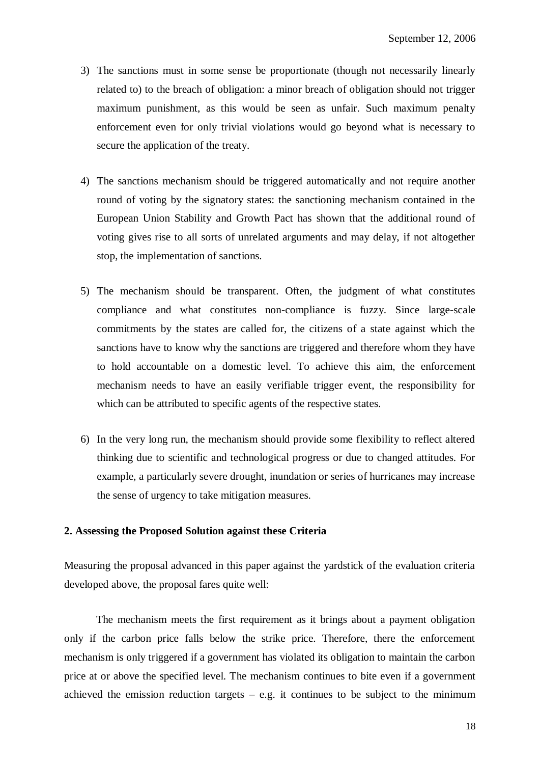3) The sanctions must in some sense be proportionate (though not necessarily linearly related to) to the breach of obligation: a minor breach of obligation should not trigger maximum punishment, as this would be seen as unfair. Such maximum penalty enforcement even for only trivial violations would go beyond what is necessary to secure the application of the treaty.

4) The sanctions mechanism should be triggered automatically and not require another round of voting by the signatory states: the sanctioning mechanism contained in the European Union Stability and Growth Pact has shown that the additional round of voting gives rise to all sorts of unrelated arguments and may delay, if not altogether stop, the implementation of sanctions.

5) The mechanism should be transparent. Often, the judgment of what constitutes compliance and what constitutes non-compliance is fuzzy. Since large-scale commitments by the states are called for, the citizens of a state against which the sanctions have to know why the sanctions are triggered and therefore whom they have to hold accountable on a domestic level. To achieve this aim, the enforcement mechanism needs to have an easily verifiable trigger event, the responsibility for which can be attributed to specific agents of the respective states.

6) In the very long run, the mechanism should provide some flexibility to reflect altered thinking due to scientific and technological progress or due to changed attitudes. For example, a particularly severe drought, inundation or series of hurricanes may increase the sense of urgency to take mitigation measures.

**2. Assessing the Proposed Solution against these Criteria**

Measuring the proposal advanced in this paper against the yardstick of the evaluation criteria developed above, the proposal fares quite well:

The mechanism meets the first requirement as it brings about a payment obligation only if the carbon price falls below the strike price. Therefore, there the enforcement mechanism is only triggered if a government has violated its obligation to maintain the carbon price at or above the specified level. The mechanism continues to bite even if a government achieved the emission reduction targets – e.g. it continues to be subject to the minimum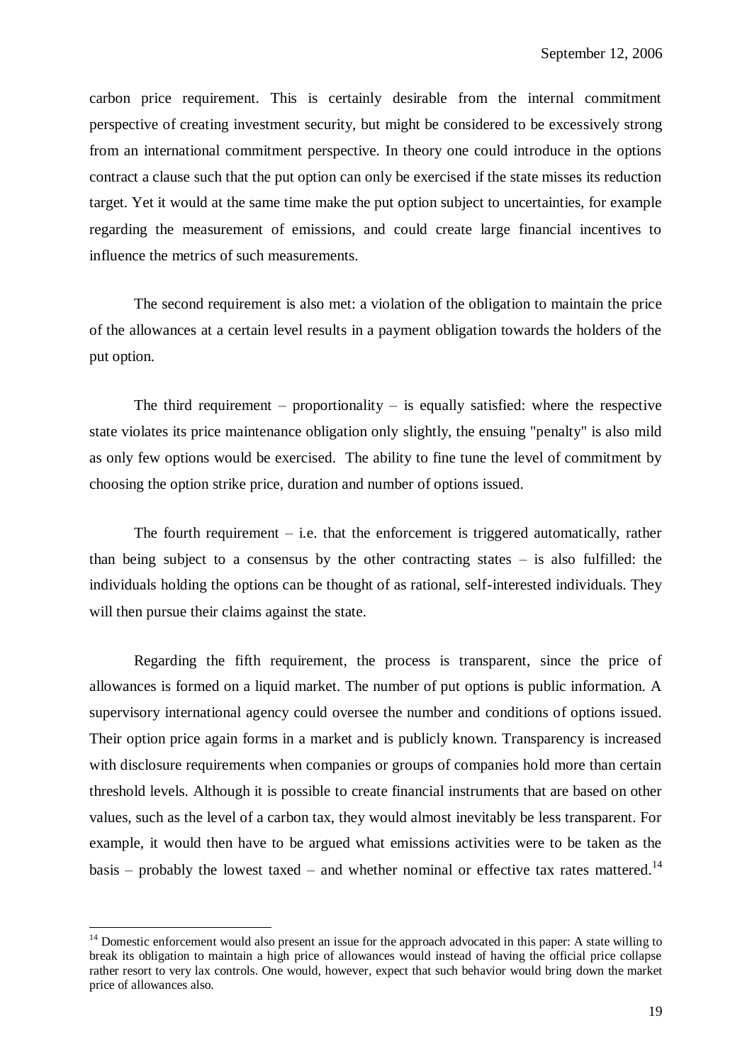carbon price requirement. This is certainly desirable from the internal commitment perspective of creating investment security, but might be considered to be excessively strong from an international commitment perspective. In theory one could introduce in the options contract a clause such that the put option can only be exercised if the state misses its reduction target. Yet it would at the same time make the put option subject to uncertainties, for example regarding the measurement of emissions, and could create large financial incentives to influence the metrics of such measurements.

The second requirement is also met: a violation of the obligation to maintain the price of the allowances at a certain level results in a payment obligation towards the holders of the put option.

The third requirement – proportionality – is equally satisfied: where the respective state violates its price maintenance obligation only slightly, the ensuing "penalty" is also mild as only few options would be exercised. The ability to fine tune the level of commitment by choosing the option strike price, duration and number of options issued.

The fourth requirement – i.e. that the enforcement is triggered automatically, rather than being subject to a consensus by the other contracting states – is also fulfilled: the individuals holding the options can be thought of as rational, self-interested individuals. They will then pursue their claims against the state.

Regarding the fifth requirement, the process is transparent, since the price of allowances is formed on a liquid market. The number of put options is public information. A supervisory international agency could oversee the number and conditions of options issued. Their option price again forms in a market and is publicly known. Transparency is increased with disclosure requirements when companies or groups of companies hold more than certain threshold levels. Although it is possible to create financial instruments that are based on other values, such as the level of a carbon tax, they would almost inevitably be less transparent. For example, it would then have to be argued what emissions activities were to be taken as the basis – probably the lowest taxed – and whether nominal or effective tax rates mattered.[14]

[14] Domestic enforcement would also present an issue for the approach advocated in this paper: A state willing to break its obligation to maintain a high price of allowances would instead of having the official price collapse rather resort to very lax controls. One would, however, expect that such behavior would bring down the market price of allowances also.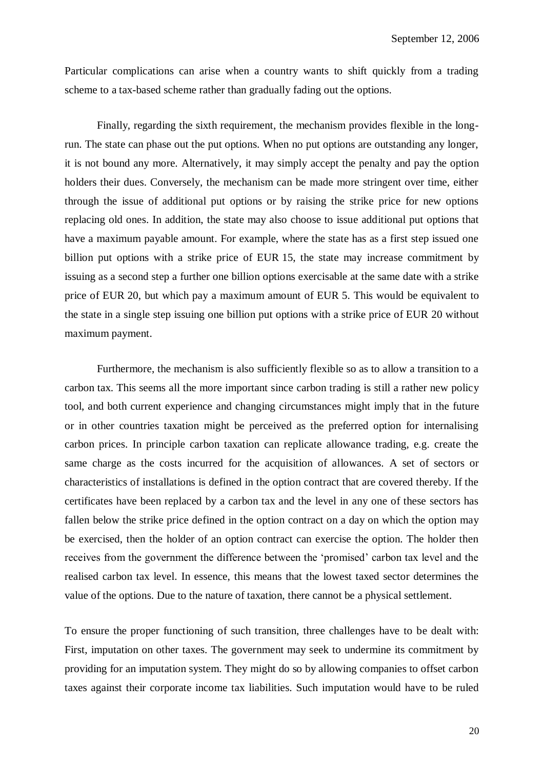Particular complications can arise when a country wants to shift quickly from a trading scheme to a tax-based scheme rather than gradually fading out the options.

Finally, regarding the sixth requirement, the mechanism provides flexible in the long-run. The state can phase out the put options. When no put options are outstanding any longer, it is not bound any more. Alternatively, it may simply accept the penalty and pay the option holders their dues. Conversely, the mechanism can be made more stringent over time, either through the issue of additional put options or by raising the strike price for new options replacing old ones. In addition, the state may also choose to issue additional put options that have a maximum payable amount. For example, where the state has as a first step issued one billion put options with a strike price of EUR 15, the state may increase commitment by issuing as a second step a further one billion options exercisable at the same date with a strike price of EUR 20, but which pay a maximum amount of EUR 5. This would be equivalent to the state in a single step issuing one billion put options with a strike price of EUR 20 without maximum payment.

Furthermore, the mechanism is also sufficiently flexible so as to allow a transition to a carbon tax. This seems all the more important since carbon trading is still a rather new policy tool, and both current experience and changing circumstances might imply that in the future or in other countries taxation might be perceived as the preferred option for internalising carbon prices. In principle carbon taxation can replicate allowance trading, e.g. create the same charge as the costs incurred for the acquisition of allowances. A set of sectors or characteristics of installations is defined in the option contract that are covered thereby. If the certificates have been replaced by a carbon tax and the level in any one of these sectors has fallen below the strike price defined in the option contract on a day on which the option may be exercised, then the holder of an option contract can exercise the option. The holder then receives from the government the difference between the 'promised' carbon tax level and the realised carbon tax level. In essence, this means that the lowest taxed sector determines the value of the options. Due to the nature of taxation, there cannot be a physical settlement.

To ensure the proper functioning of such transition, three challenges have to be dealt with: First, imputation on other taxes. The government may seek to undermine its commitment by providing for an imputation system. They might do so by allowing companies to offset carbon taxes against their corporate income tax liabilities. Such imputation would have to be ruled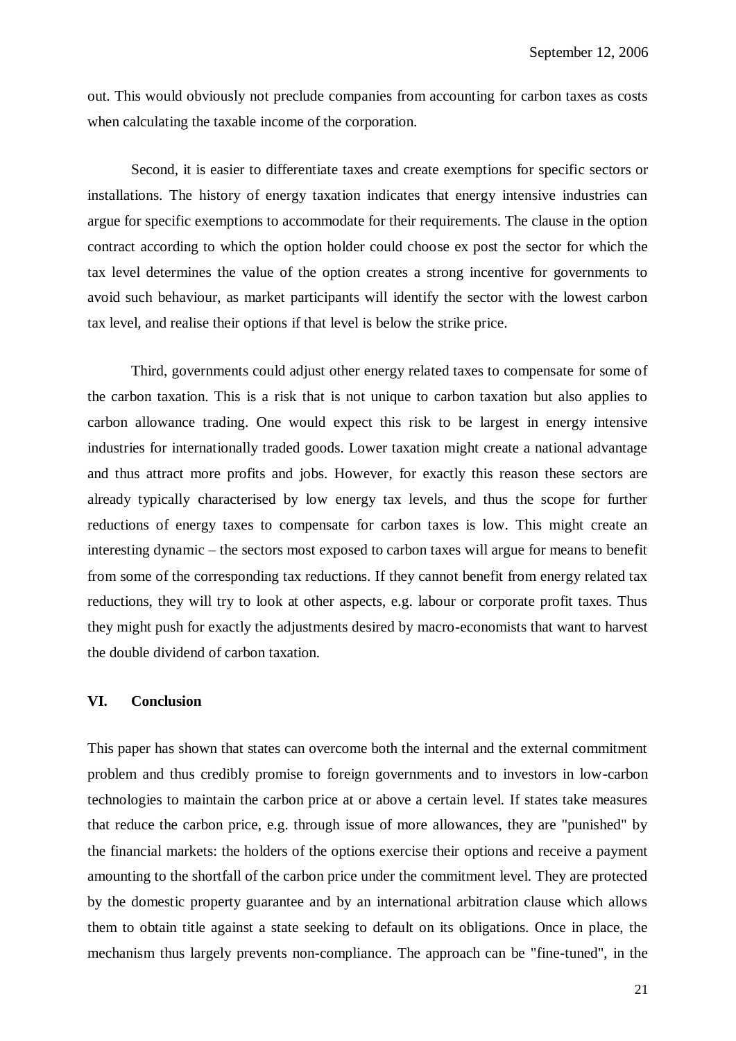out. This would obviously not preclude companies from accounting for carbon taxes as costs when calculating the taxable income of the corporation.

Second, it is easier to differentiate taxes and create exemptions for specific sectors or installations. The history of energy taxation indicates that energy intensive industries can argue for specific exemptions to accommodate for their requirements. The clause in the option contract according to which the option holder could choose ex post the sector for which the tax level determines the value of the option creates a strong incentive for governments to avoid such behaviour, as market participants will identify the sector with the lowest carbon tax level, and realise their options if that level is below the strike price.

Third, governments could adjust other energy related taxes to compensate for some of the carbon taxation. This is a risk that is not unique to carbon taxation but also applies to carbon allowance trading. One would expect this risk to be largest in energy intensive industries for internationally traded goods. Lower taxation might create a national advantage and thus attract more profits and jobs. However, for exactly this reason these sectors are already typically characterised by low energy tax levels, and thus the scope for further reductions of energy taxes to compensate for carbon taxes is low. This might create an interesting dynamic – the sectors most exposed to carbon taxes will argue for means to benefit from some of the corresponding tax reductions. If they cannot benefit from energy related tax reductions, they will try to look at other aspects, e.g. labour or corporate profit taxes. Thus they might push for exactly the adjustments desired by macro-economists that want to harvest the double dividend of carbon taxation.

## VI. Conclusion

This paper has shown that states can overcome both the internal and the external commitment problem and thus credibly promise to foreign governments and to investors in low-carbon technologies to maintain the carbon price at or above a certain level. If states take measures that reduce the carbon price, e.g. through issue of more allowances, they are "punished" by the financial markets: the holders of the options exercise their options and receive a payment amounting to the shortfall of the carbon price under the commitment level. They are protected by the domestic property guarantee and by an international arbitration clause which allows them to obtain title against a state seeking to default on its obligations. Once in place, the mechanism thus largely prevents non-compliance. The approach can be "fine-tuned", in the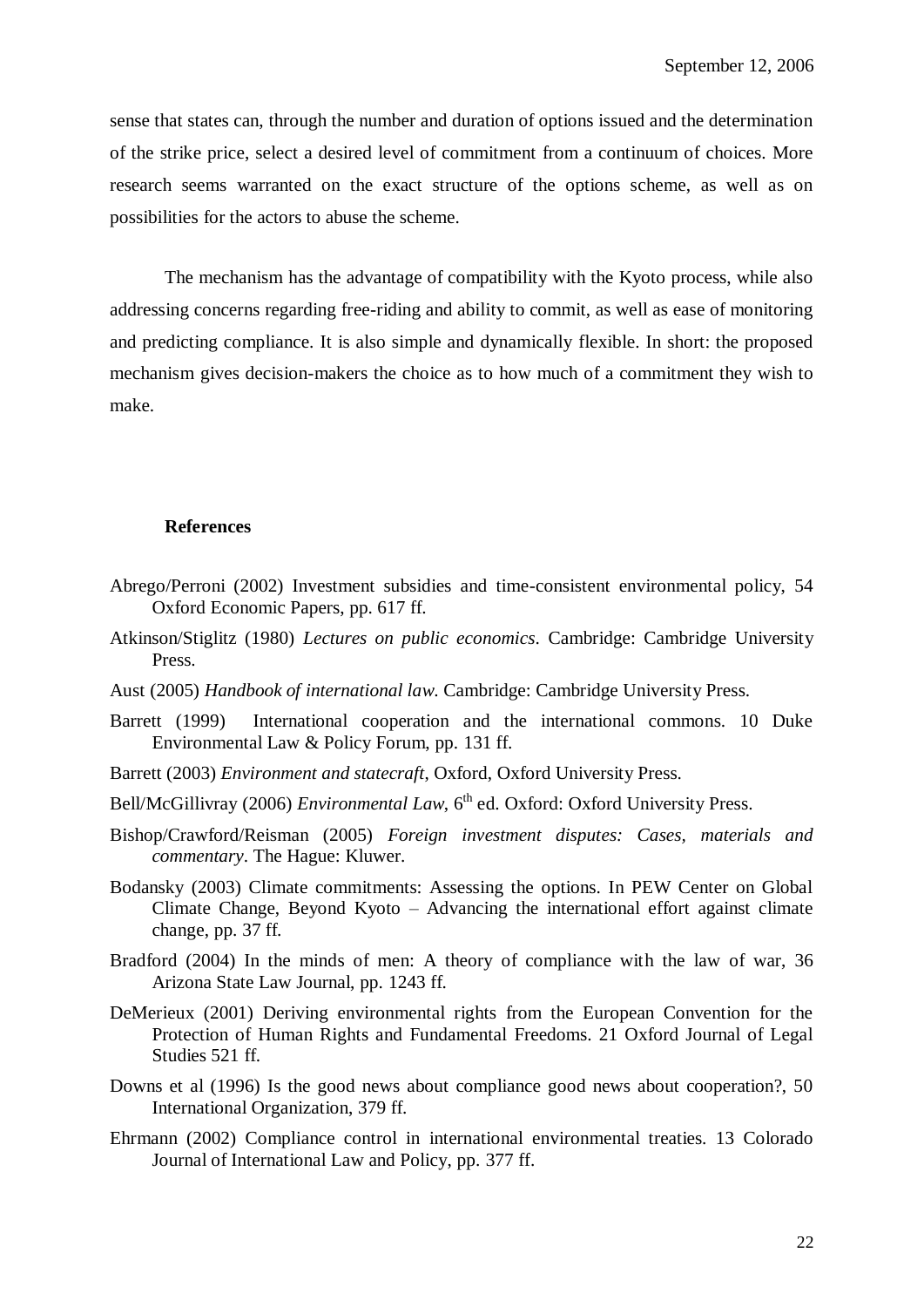sense that states can, through the number and duration of options issued and the determination of the strike price, select a desired level of commitment from a continuum of choices. More research seems warranted on the exact structure of the options scheme, as well as on possibilities for the actors to abuse the scheme.

The mechanism has the advantage of compatibility with the Kyoto process, while also addressing concerns regarding free-riding and ability to commit, as well as ease of monitoring and predicting compliance. It is also simple and dynamically flexible. In short: the proposed mechanism gives decision-makers the choice as to how much of a commitment they wish to make.

## References

Abrego/Perroni (2002) Investment subsidies and time-consistent environmental policy, 54 Oxford Economic Papers, pp. 617 ff.

Atkinson/Stiglitz (1980) *Lectures on public economics*. Cambridge: Cambridge University Press.

Aust (2005) *Handbook of international law*. Cambridge: Cambridge University Press.

Barrett (1999) International cooperation and the international commons. 10 Duke Environmental Law & Policy Forum, pp. 131 ff.

Barrett (2003) *Environment and statecraft*, Oxford, Oxford University Press.

Bell/McGillivray (2006) *Environmental Law*, 6th ed. Oxford: Oxford University Press.

Bishop/Crawford/Reisman (2005) *Foreign investment disputes: Cases, materials and commentary*. The Hague: Kluwer.

Bodansky (2003) Climate commitments: Assessing the options. In PEW Center on Global Climate Change, Beyond Kyoto – Advancing the international effort against climate change, pp. 37 ff.

Bradford (2004) In the minds of men: A theory of compliance with the law of war, 36 Arizona State Law Journal, pp. 1243 ff.

DeMerieux (2001) Deriving environmental rights from the European Convention for the Protection of Human Rights and Fundamental Freedoms. 21 Oxford Journal of Legal Studies 521 ff.

Downs et al (1996) Is the good news about compliance good news about cooperation?, 50 International Organization, 379 ff.

Ehrmann (2002) Compliance control in international environmental treaties. 13 Colorado Journal of International Law and Policy, pp. 377 ff.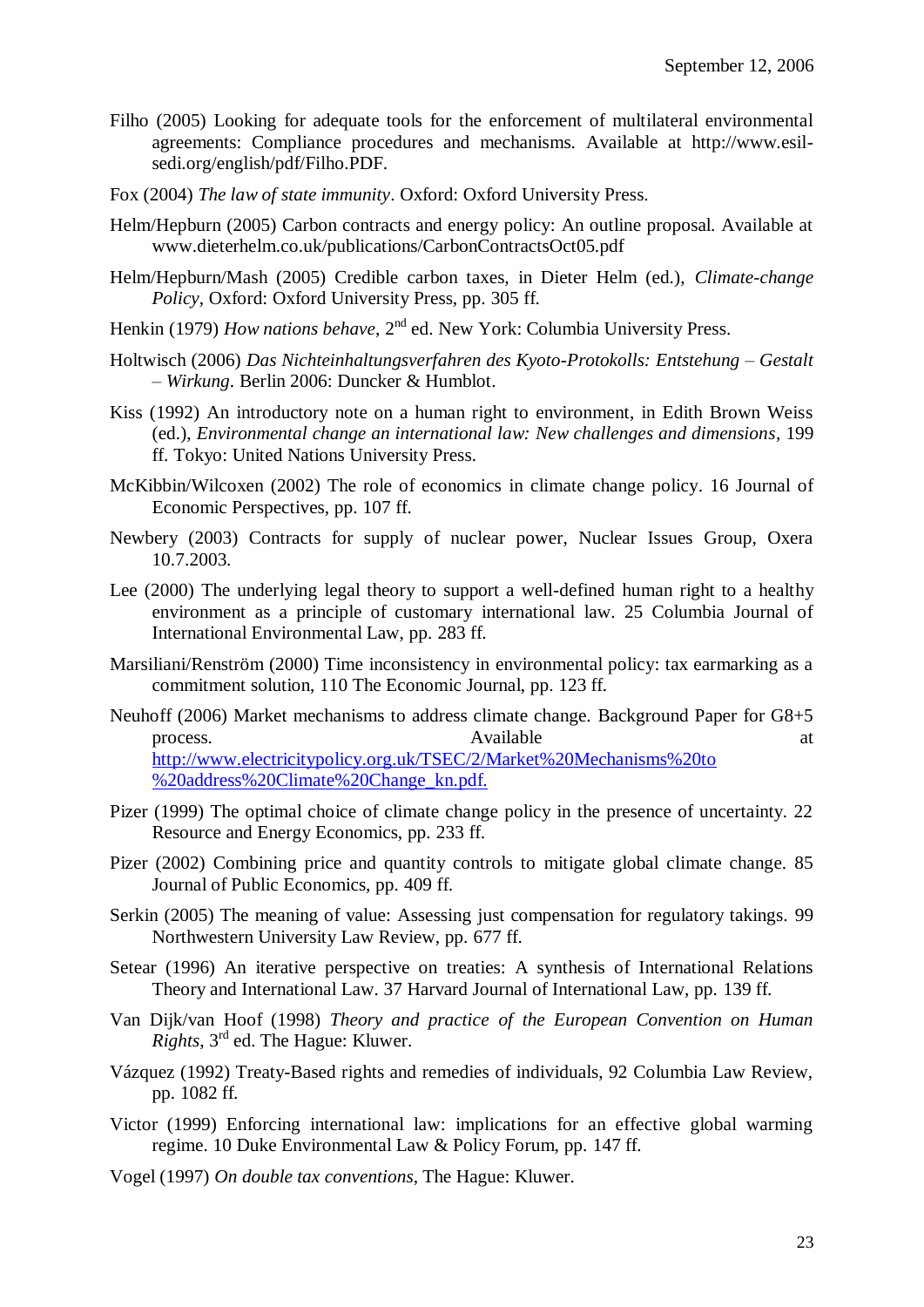Filho (2005) Looking for adequate tools for the enforcement of multilateral environmental agreements: Compliance procedures and mechanisms. Available at http://www.esil-sedi.org/english/pdf/Filho.PDF.

Fox (2004) *The law of state immunity*. Oxford: Oxford University Press.

Helm/Hepburn (2005) Carbon contracts and energy policy: An outline proposal. Available at www.dieterhelm.co.uk/publications/CarbonContractsOct05.pdf

Helm/Hepburn/Mash (2005) Credible carbon taxes, in Dieter Helm (ed.), *Climate-change Policy*, Oxford: Oxford University Press, pp. 305 ff.

Henkin (1979) *How nations behave*, 2nd ed. New York: Columbia University Press.

Holtwisch (2006) *Das Nichteinhaltungsverfahren des Kyoto-Protokolls: Entstehung – Gestalt – Wirkung*. Berlin 2006: Duncker & Humblot.

Kiss (1992) An introductory note on a human right to environment, in Edith Brown Weiss (ed.), *Environmental change an international law: New challenges and dimensions*, 199 ff. Tokyo: United Nations University Press.

McKibbin/Wilcoxen (2002) The role of economics in climate change policy. 16 Journal of Economic Perspectives, pp. 107 ff.

Newbery (2003) Contracts for supply of nuclear power, Nuclear Issues Group, Oxera 10.7.2003.

Lee (2000) The underlying legal theory to support a well-defined human right to a healthy environment as a principle of customary international law. 25 Columbia Journal of International Environmental Law, pp. 283 ff.

Marsiliani/Renström (2000) Time inconsistency in environmental policy: tax earmarking as a commitment solution, 110 The Economic Journal, pp. 123 ff.

Neuhoff (2006) Market mechanisms to address climate change. Background Paper for G8+5 process. Available at http://www.electricitypolicy.org.uk/TSEC/2/Market%20Mechanisms%20to%20address%20Climate%20Change_kn.pdf.

Pizer (1999) The optimal choice of climate change policy in the presence of uncertainty. 22 Resource and Energy Economics, pp. 233 ff.

Pizer (2002) Combining price and quantity controls to mitigate global climate change. 85 Journal of Public Economics, pp. 409 ff.

Serkin (2005) The meaning of value: Assessing just compensation for regulatory takings. 99 Northwestern University Law Review, pp. 677 ff.

Setear (1996) An iterative perspective on treaties: A synthesis of International Relations Theory and International Law. 37 Harvard Journal of International Law, pp. 139 ff.

Van Dijk/van Hoof (1998) *Theory and practice of the European Convention on Human Rights*, 3rd ed. The Hague: Kluwer.

Vázquez (1992) Treaty-Based rights and remedies of individuals, 92 Columbia Law Review, pp. 1082 ff.

Victor (1999) Enforcing international law: implications for an effective global warming regime. 10 Duke Environmental Law & Policy Forum, pp. 147 ff.

Vogel (1997) *On double tax conventions*, The Hague: Kluwer.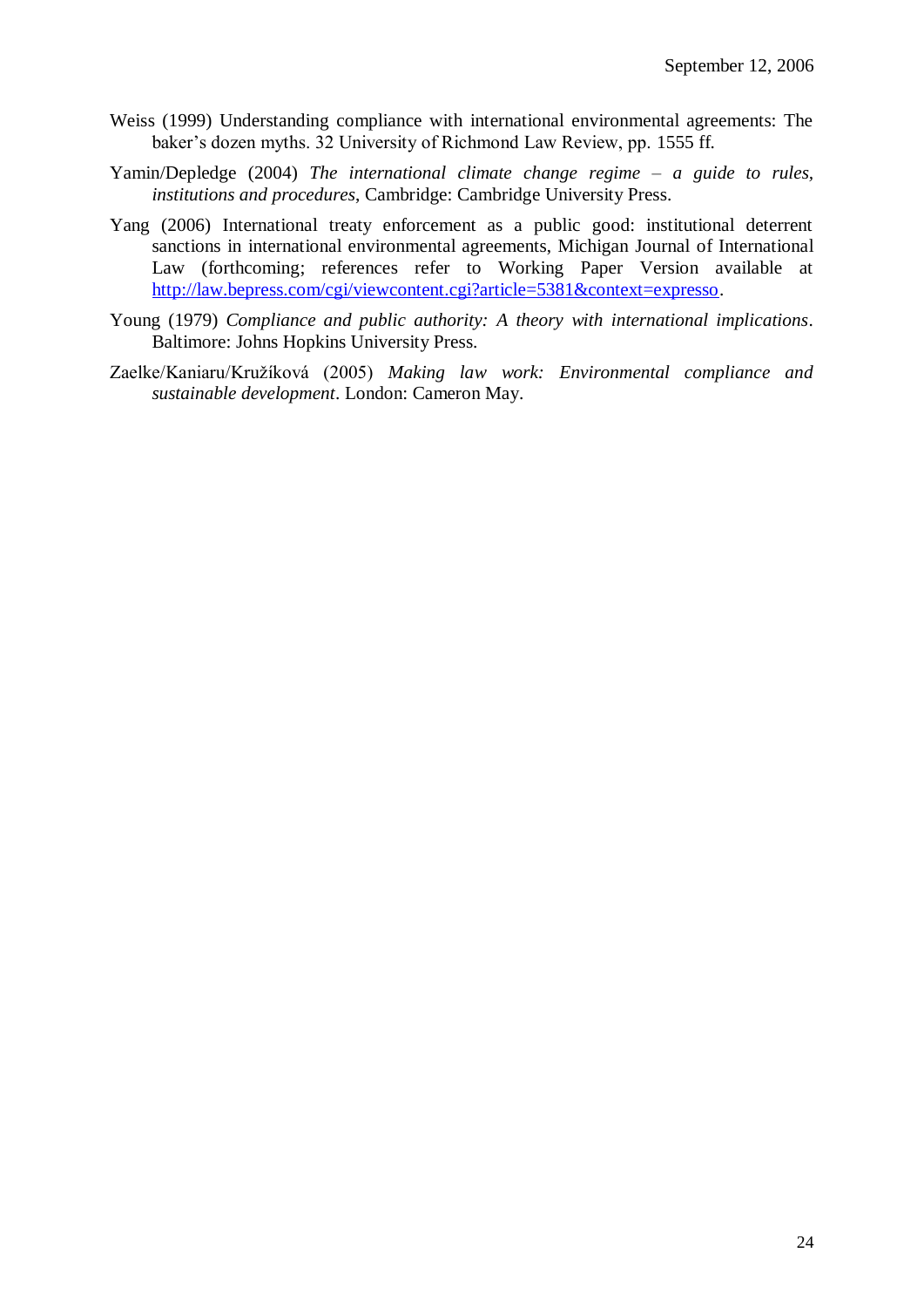Weiss (1999) Understanding compliance with international environmental agreements: The baker's dozen myths. 32 University of Richmond Law Review, pp. 1555 ff.

Yamin/Depledge (2004) *The international climate change regime – a guide to rules, institutions and procedures*, Cambridge: Cambridge University Press.

Yang (2006) International treaty enforcement as a public good: institutional deterrent sanctions in international environmental agreements, Michigan Journal of International Law (forthcoming; references refer to Working Paper Version available at http://law.bepress.com/cgi/viewcontent.cgi?article=5381&context=expresso.

Young (1979) *Compliance and public authority: A theory with international implications*. Baltimore: Johns Hopkins University Press.

Zaelke/Kaniaru/Kružíková (2005) *Making law work: Environmental compliance and sustainable development*. London: Cameron May.